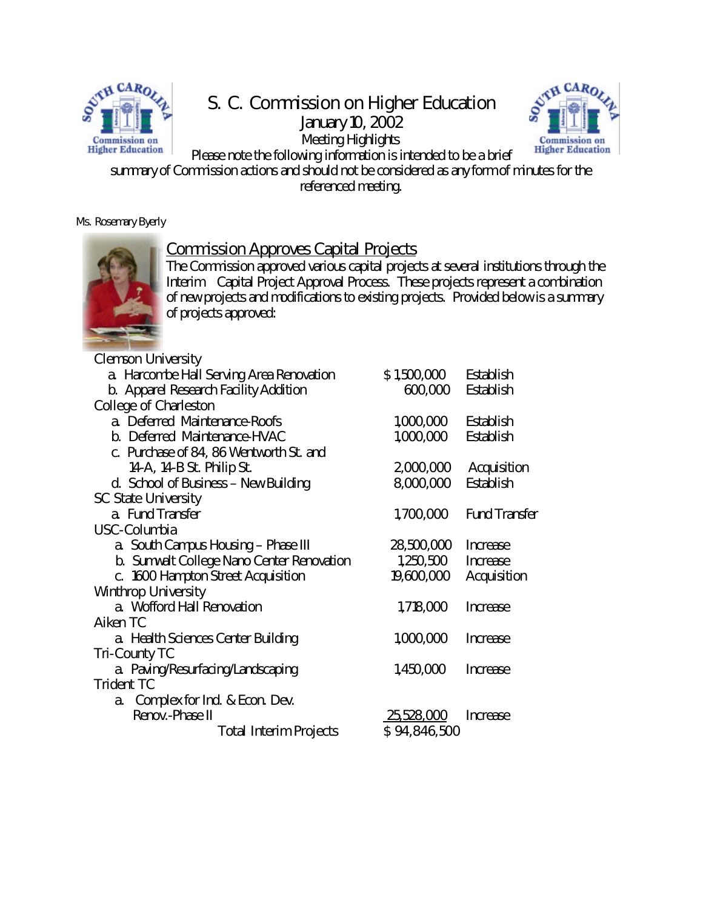# S. C. Commission on Higher Education

## January 10, 2002

### Meeting Highlights

Please note the following information is intended to be a brief summary of Commission actions and should not be considered as any form of minutes for the referenced meeting.

Ms. Rosemary Byerly

## Commission Approves Capital Projects

The Commission approved various capital projects at several institutions through the Interim Capital Project Approval Process. These projects represent a combination of new projects and modifications to existing projects. Provided below is a summary of projects approved:

| Institution / Project | Amount | Action |
|---|---|---|
| **Clemson University** | | |
| a. Harcombe Hall Serving Area Renovation | $ 1,500,000 | Establish |
| b. Apparel Research Facility Addition | 600,000 | Establish |
| **College of Charleston** | | |
| a. Deferred Maintenance-Roofs | 1,000,000 | Establish |
| b. Deferred Maintenance-HVAC | 1,000,000 | Establish |
| c. Purchase of 84, 86 Wentworth St. and 14-A, 14-B St. Philip St. | 2,000,000 | Acquisition |
| d. School of Business – New Building | 8,000,000 | Establish |
| **SC State University** | | |
| a. Fund Transfer | 1,700,000 | Fund Transfer |
| **USC-Columbia** | | |
| a. South Campus Housing – Phase III | 28,500,000 | Increase |
| b. Sumwalt College Nano Center Renovation | 1,250,500 | Increase |
| c. 1600 Hampton Street Acquisition | 19,600,000 | Acquisition |
| **Winthrop University** | | |
| a. Wofford Hall Renovation | 1,718,000 | Increase |
| **Aiken TC** | | |
| a. Health Sciences Center Building | 1,000,000 | Increase |
| **Tri-County TC** | | |
| a. Paving/Resurfacing/Landscaping | 1,450,000 | Increase |
| **Trident TC** | | |
| a. Complex for Ind. & Econ. Dev. Renov.-Phase II | 25,528,000 | Increase |
| Total Interim Projects | $ 94,846,500 | |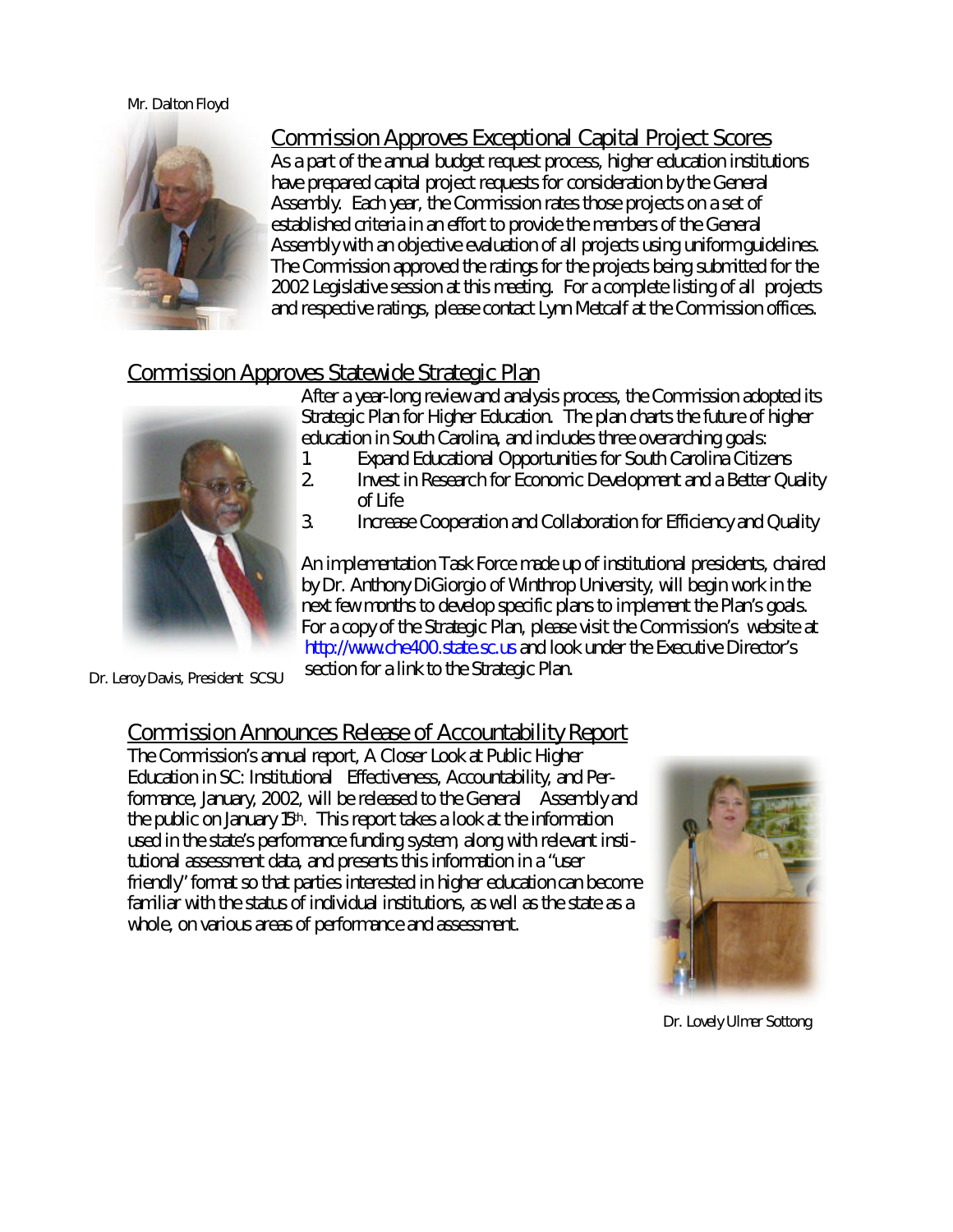Mr. Dalton Floyd

## Commission Approves Exceptional Capital Project Scores

As a part of the annual budget request process, higher education institutions have prepared capital project requests for consideration by the General Assembly. Each year, the Commission rates those projects on a set of established criteria in an effort to provide the members of the General Assembly with an objective evaluation of all projects using uniform guidelines. The Commission approved the ratings for the projects being submitted for the 2002 Legislative session at this meeting. For a complete listing of all projects and respective ratings, please contact Lynn Metcalf at the Commission offices.

## Commission Approves Statewide Strategic Plan

After a year-long review and analysis process, the Commission adopted its Strategic Plan for Higher Education. The plan charts the future of higher education in South Carolina, and includes three overarching goals:

1. Expand Educational Opportunities for South Carolina Citizens
2. Invest in Research for Economic Development and a Better Quality of Life
3. Increase Cooperation and Collaboration for Efficiency and Quality

An implementation Task Force made up of institutional presidents, chaired by Dr. Anthony DiGiorgio of Winthrop University, will begin work in the next few months to develop specific plans to implement the Plan's goals. For a copy of the Strategic Plan, please visit the Commission's website at http://www.che400.state.sc.us and look under the Executive Director's section for a link to the Strategic Plan.

Dr. Leroy Davis, President SCSU

## Commission Announces Release of Accountability Report

The Commission's annual report, A Closer Look at Public Higher Education in SC: Institutional Effectiveness, Accountability, and Performance, January, 2002, will be released to the General Assembly and the public on January 15th. This report takes a look at the information used in the state's performance funding system, along with relevant institutional assessment data, and presents this information in a "user friendly" format so that parties interested in higher education can become familiar with the status of individual institutions, as well as the state as a whole, on various areas of performance and assessment.

Dr. Lovely Ulmer Sottong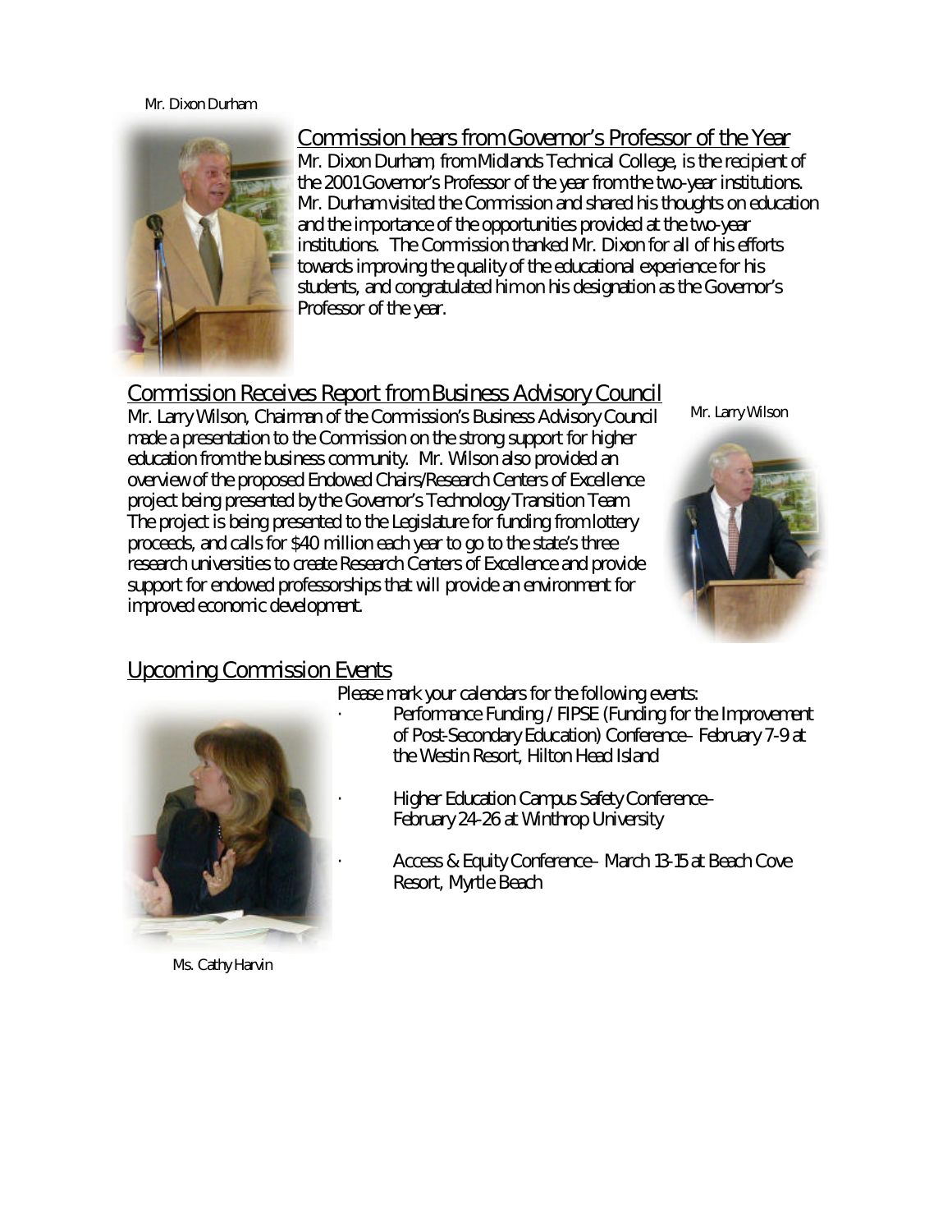Mr. Dixon Durham

## Commission hears from Governor's Professor of the Year

Mr. Dixon Durham, from Midlands Technical College, is the recipient of the 2001 Governor's Professor of the year from the two-year institutions. Mr. Durham visited the Commission and shared his thoughts on education and the importance of the opportunities provided at the two-year institutions. The Commission thanked Mr. Dixon for all of his efforts towards improving the quality of the educational experience for his students, and congratulated him on his designation as the Governor's Professor of the year.

## Commission Receives Report from Business Advisory Council

Mr. Larry Wilson

Mr. Larry Wilson, Chairman of the Commission's Business Advisory Council made a presentation to the Commission on the strong support for higher education from the business community. Mr. Wilson also provided an overview of the proposed Endowed Chairs/Research Centers of Excellence project being presented by the Governor's Technology Transition Team. The project is being presented to the Legislature for funding from lottery proceeds, and calls for $40 million each year to go to the state's three research universities to create Research Centers of Excellence and provide support for endowed professorships that will provide an environment for improved economic development.

## Upcoming Commission Events

Please mark your calendars for the following events:

- Performance Funding / FIPSE (Funding for the Improvement of Post-Secondary Education) Conference– February 7-9 at the Westin Resort, Hilton Head Island
- Higher Education Campus Safety Conference– February 24-26 at Winthrop University
- Access & Equity Conference– March 13-15 at Beach Cove Resort, Myrtle Beach

Ms. Cathy Harvin